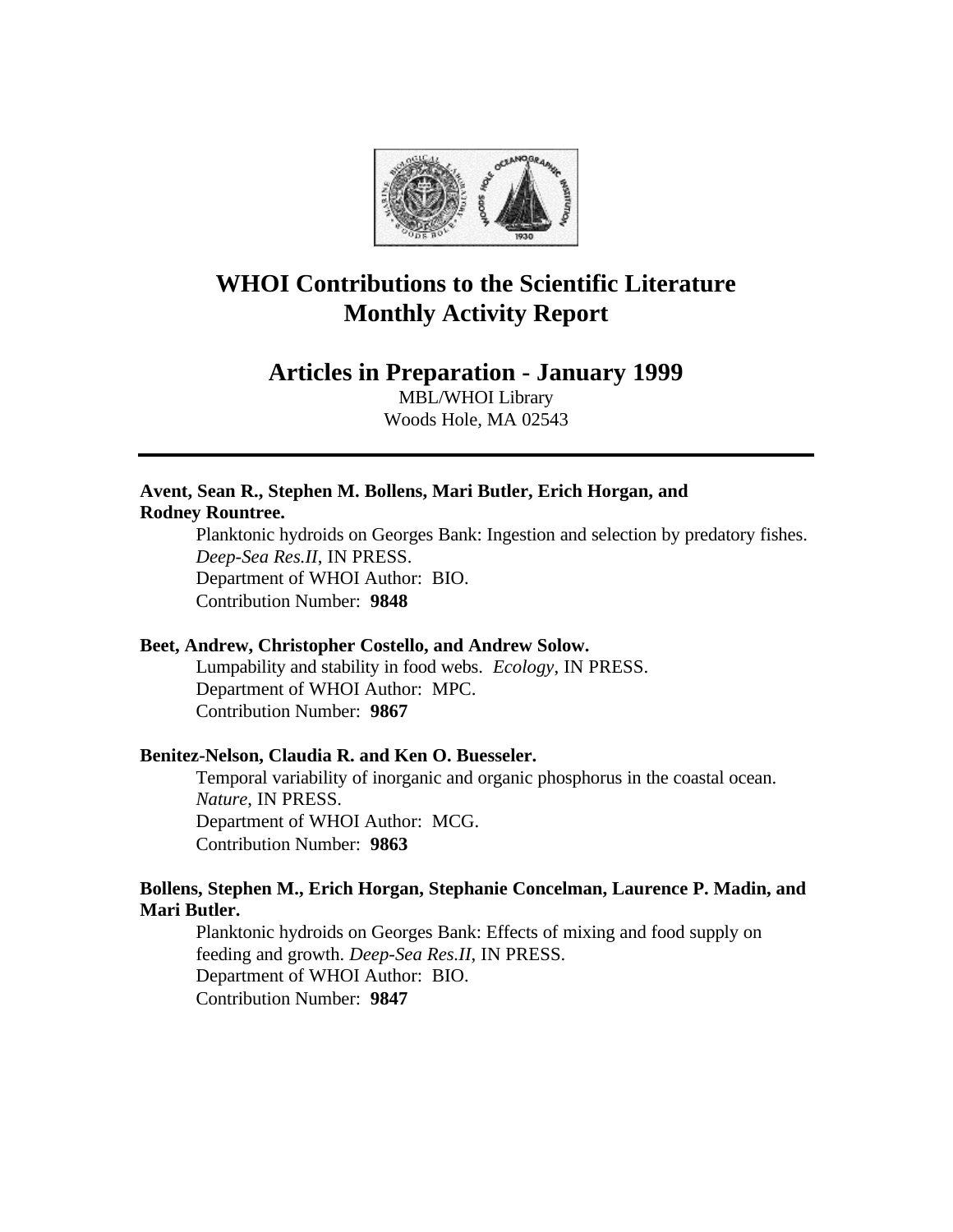# WHOI Contributions to the Scientific Literature
# Monthly Activity Report

## Articles in Preparation - January 1999

MBL/WHOI Library
Woods Hole, MA 02543

---

**Avent, Sean R., Stephen M. Bollens, Mari Butler, Erich Horgan, and Rodney Rountree.**

Planktonic hydroids on Georges Bank: Ingestion and selection by predatory fishes. *Deep-Sea Res.II*, IN PRESS.
Department of WHOI Author: BIO.
Contribution Number: **9848**

**Beet, Andrew, Christopher Costello, and Andrew Solow.**

Lumpability and stability in food webs. *Ecology*, IN PRESS.
Department of WHOI Author: MPC.
Contribution Number: **9867**

**Benitez-Nelson, Claudia R. and Ken O. Buesseler.**

Temporal variability of inorganic and organic phosphorus in the coastal ocean. *Nature*, IN PRESS.
Department of WHOI Author: MCG.
Contribution Number: **9863**

**Bollens, Stephen M., Erich Horgan, Stephanie Concelman, Laurence P. Madin, and Mari Butler.**

Planktonic hydroids on Georges Bank: Effects of mixing and food supply on feeding and growth. *Deep-Sea Res.II*, IN PRESS.
Department of WHOI Author: BIO.
Contribution Number: **9847**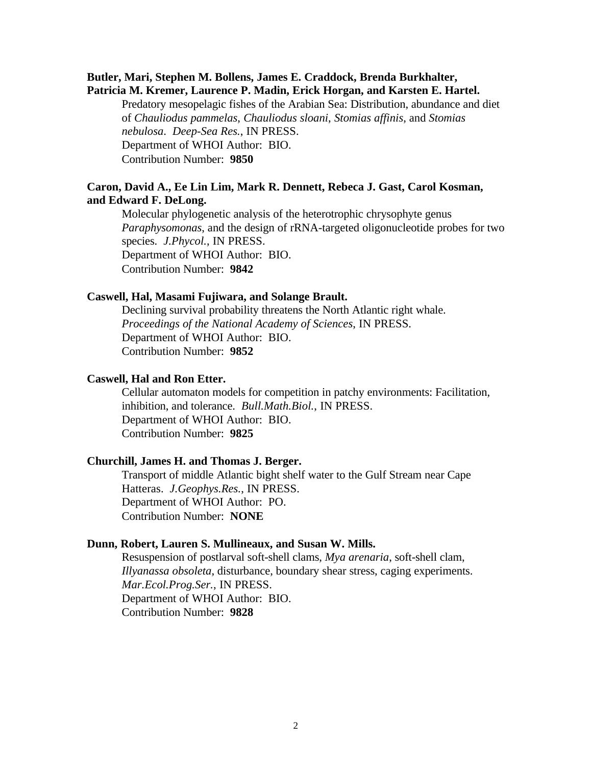**Butler, Mari, Stephen M. Bollens, James E. Craddock, Brenda Burkhalter, Patricia M. Kremer, Laurence P. Madin, Erick Horgan, and Karsten E. Hartel.**

Predatory mesopelagic fishes of the Arabian Sea: Distribution, abundance and diet of *Chauliodus pammelas*, *Chauliodus sloani*, *Stomias affinis*, and *Stomias nebulosa*. *Deep-Sea Res.*, IN PRESS.
Department of WHOI Author: BIO.
Contribution Number: **9850**

**Caron, David A., Ee Lin Lim, Mark R. Dennett, Rebeca J. Gast, Carol Kosman, and Edward F. DeLong.**

Molecular phylogenetic analysis of the heterotrophic chrysophyte genus *Paraphysomonas*, and the design of rRNA-targeted oligonucleotide probes for two species. *J.Phycol.*, IN PRESS.
Department of WHOI Author: BIO.
Contribution Number: **9842**

**Caswell, Hal, Masami Fujiwara, and Solange Brault.**

Declining survival probability threatens the North Atlantic right whale. *Proceedings of the National Academy of Sciences*, IN PRESS.
Department of WHOI Author: BIO.
Contribution Number: **9852**

**Caswell, Hal and Ron Etter.**

Cellular automaton models for competition in patchy environments: Facilitation, inhibition, and tolerance. *Bull.Math.Biol.*, IN PRESS.
Department of WHOI Author: BIO.
Contribution Number: **9825**

**Churchill, James H. and Thomas J. Berger.**

Transport of middle Atlantic bight shelf water to the Gulf Stream near Cape Hatteras. *J.Geophys.Res.*, IN PRESS.
Department of WHOI Author: PO.
Contribution Number: **NONE**

**Dunn, Robert, Lauren S. Mullineaux, and Susan W. Mills.**

Resuspension of postlarval soft-shell clams, *Mya arenaria*, soft-shell clam, *Illyanassa obsoleta*, disturbance, boundary shear stress, caging experiments. *Mar.Ecol.Prog.Ser.*, IN PRESS.
Department of WHOI Author: BIO.
Contribution Number: **9828**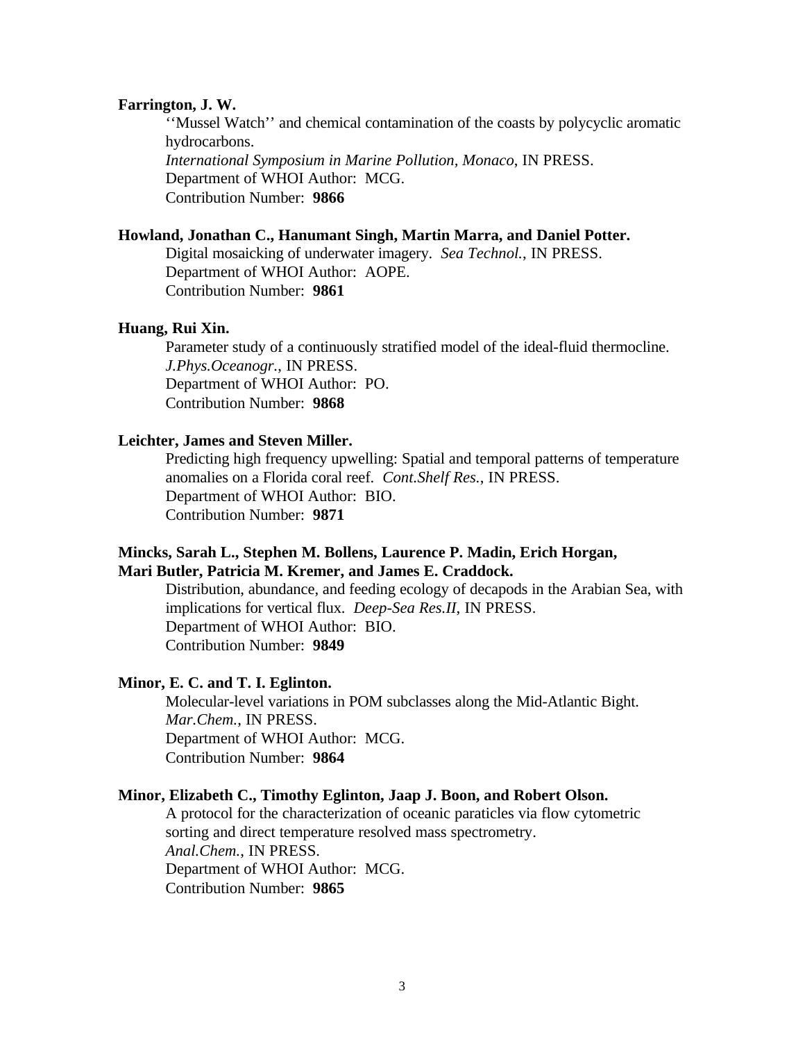**Farrington, J. W.**

''Mussel Watch'' and chemical contamination of the coasts by polycyclic aromatic hydrocarbons.
*International Symposium in Marine Pollution, Monaco*, IN PRESS.
Department of WHOI Author: MCG.
Contribution Number: **9866**

**Howland, Jonathan C., Hanumant Singh, Martin Marra, and Daniel Potter.**

Digital mosaicking of underwater imagery. *Sea Technol.*, IN PRESS.
Department of WHOI Author: AOPE.
Contribution Number: **9861**

**Huang, Rui Xin.**

Parameter study of a continuously stratified model of the ideal-fluid thermocline.
*J.Phys.Oceanogr.*, IN PRESS.
Department of WHOI Author: PO.
Contribution Number: **9868**

**Leichter, James and Steven Miller.**

Predicting high frequency upwelling: Spatial and temporal patterns of temperature anomalies on a Florida coral reef. *Cont.Shelf Res.*, IN PRESS.
Department of WHOI Author: BIO.
Contribution Number: **9871**

**Mincks, Sarah L., Stephen M. Bollens, Laurence P. Madin, Erich Horgan, Mari Butler, Patricia M. Kremer, and James E. Craddock.**

Distribution, abundance, and feeding ecology of decapods in the Arabian Sea, with implications for vertical flux. *Deep-Sea Res.II*, IN PRESS.
Department of WHOI Author: BIO.
Contribution Number: **9849**

**Minor, E. C. and T. I. Eglinton.**

Molecular-level variations in POM subclasses along the Mid-Atlantic Bight.
*Mar.Chem.*, IN PRESS.
Department of WHOI Author: MCG.
Contribution Number: **9864**

**Minor, Elizabeth C., Timothy Eglinton, Jaap J. Boon, and Robert Olson.**

A protocol for the characterization of oceanic paraticles via flow cytometric sorting and direct temperature resolved mass spectrometry.
*Anal.Chem.*, IN PRESS.
Department of WHOI Author: MCG.
Contribution Number: **9865**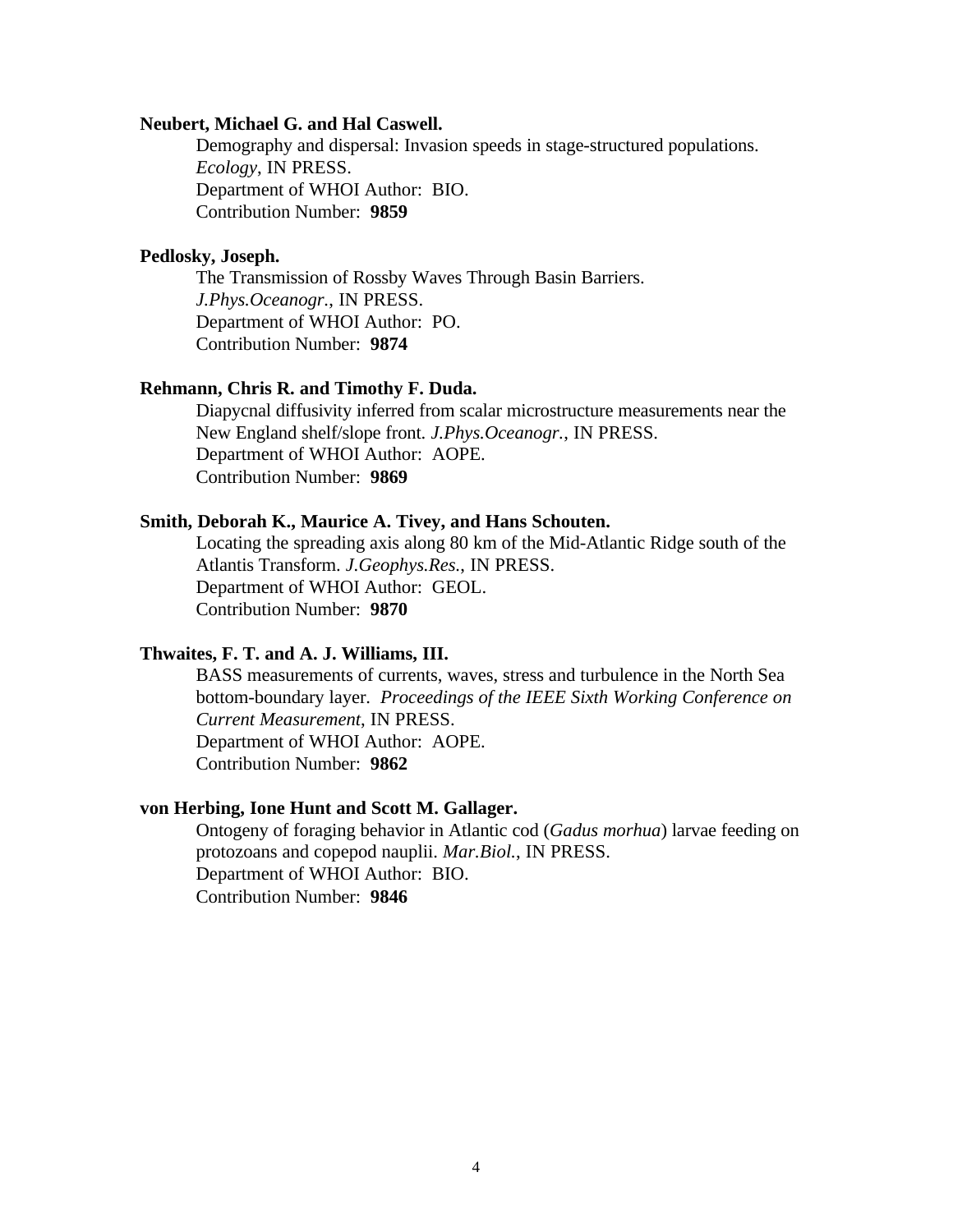**Neubert, Michael G. and Hal Caswell.**
Demography and dispersal: Invasion speeds in stage-structured populations. *Ecology*, IN PRESS.
Department of WHOI Author: BIO.
Contribution Number: **9859**

**Pedlosky, Joseph.**
The Transmission of Rossby Waves Through Basin Barriers. *J.Phys.Oceanogr.*, IN PRESS.
Department of WHOI Author: PO.
Contribution Number: **9874**

**Rehmann, Chris R. and Timothy F. Duda.**
Diapycnal diffusivity inferred from scalar microstructure measurements near the New England shelf/slope front. *J.Phys.Oceanogr.*, IN PRESS.
Department of WHOI Author: AOPE.
Contribution Number: **9869**

**Smith, Deborah K., Maurice A. Tivey, and Hans Schouten.**
Locating the spreading axis along 80 km of the Mid-Atlantic Ridge south of the Atlantis Transform. *J.Geophys.Res.*, IN PRESS.
Department of WHOI Author: GEOL.
Contribution Number: **9870**

**Thwaites, F. T. and A. J. Williams, III.**
BASS measurements of currents, waves, stress and turbulence in the North Sea bottom-boundary layer. *Proceedings of the IEEE Sixth Working Conference on Current Measurement*, IN PRESS.
Department of WHOI Author: AOPE.
Contribution Number: **9862**

**von Herbing, Ione Hunt and Scott M. Gallager.**
Ontogeny of foraging behavior in Atlantic cod (*Gadus morhua*) larvae feeding on protozoans and copepod nauplii. *Mar.Biol.*, IN PRESS.
Department of WHOI Author: BIO.
Contribution Number: **9846**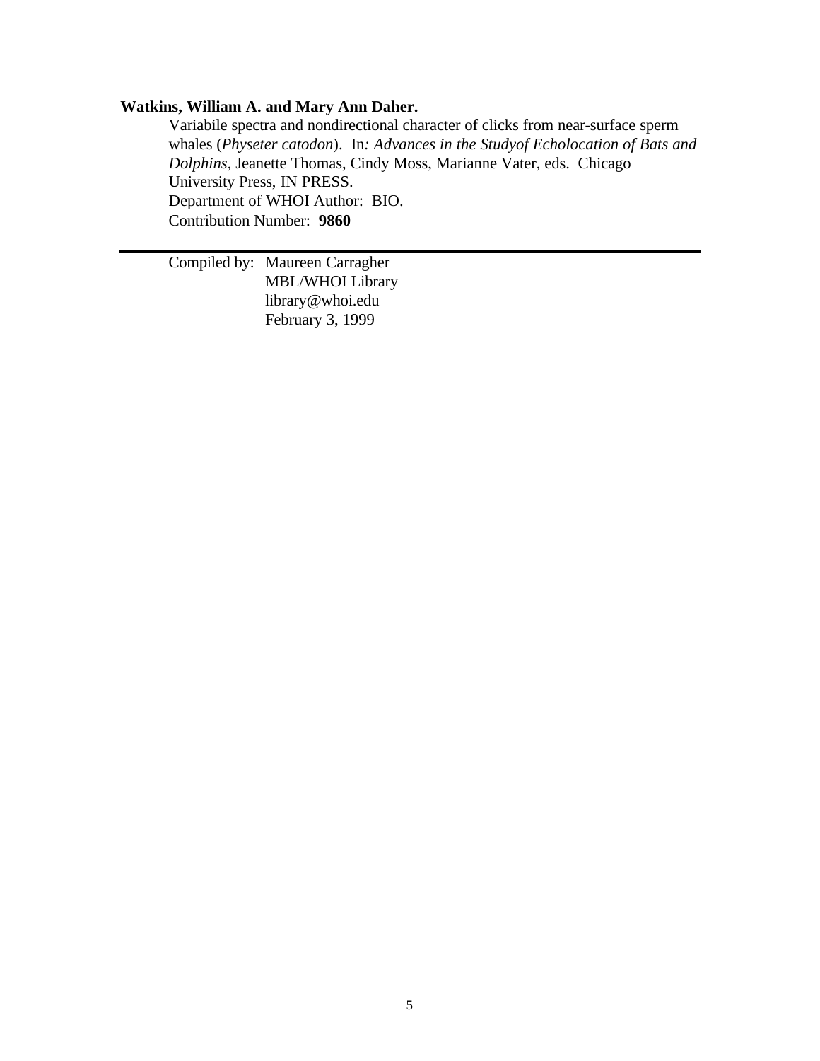**Watkins, William A. and Mary Ann Daher.**

Variabile spectra and nondirectional character of clicks from near-surface sperm whales (*Physeter catodon*). In*: Advances in the Studyof Echolocation of Bats and Dolphins*, Jeanette Thomas, Cindy Moss, Marianne Vater, eds. Chicago University Press, IN PRESS.
Department of WHOI Author: BIO.
Contribution Number: **9860**

---

Compiled by: Maureen Carragher
MBL/WHOI Library
library@whoi.edu
February 3, 1999